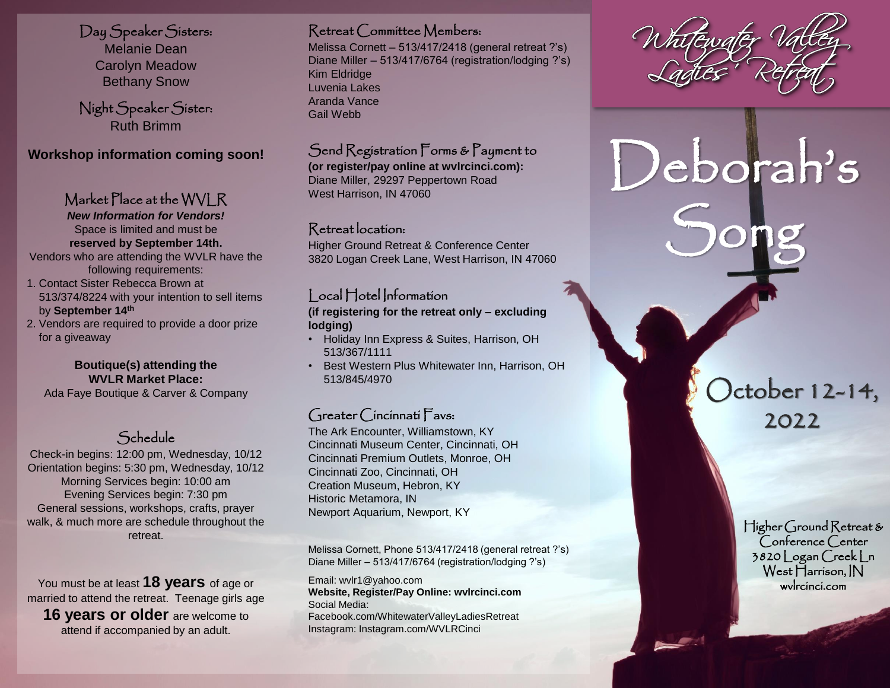## Day Speaker Sisters:

Melanie Dean
Carolyn Meadow
Bethany Snow

## Night Speaker Sister:

Ruth Brimm

**Workshop information coming soon!**

## Market Place at the WVLR

***New Information for Vendors!***

Space is limited and must be **reserved by September 14th.**

Vendors who are attending the WVLR have the following requirements:

1. Contact Sister Rebecca Brown at 513/374/8224 with your intention to sell items by **September 14th**
2. Vendors are required to provide a door prize for a giveaway

**Boutique(s) attending the WVLR Market Place:**
Ada Faye Boutique & Carver & Company

## Schedule

Check-in begins: 12:00 pm, Wednesday, 10/12
Orientation begins: 5:30 pm, Wednesday, 10/12
Morning Services begin: 10:00 am
Evening Services begin: 7:30 pm
General sessions, workshops, crafts, prayer walk, & much more are schedule throughout the retreat.

You must be at least **18 years** of age or married to attend the retreat. Teenage girls age **16 years or older** are welcome to attend if accompanied by an adult.

## Retreat Committee Members:

Melissa Cornett – 513/417/2418 (general retreat ?'s)
Diane Miller – 513/417/6764 (registration/lodging ?'s)
Kim Eldridge
Luvenia Lakes
Aranda Vance
Gail Webb

## Send Registration Forms & Payment to

**(or register/pay online at wvlrcinci.com):**
Diane Miller, 29297 Peppertown Road
West Harrison, IN 47060

## Retreat location:

Higher Ground Retreat & Conference Center
3820 Logan Creek Lane, West Harrison, IN 47060

## Local Hotel Information

**(if registering for the retreat only – excluding lodging)**

- Holiday Inn Express & Suites, Harrison, OH 513/367/1111
- Best Western Plus Whitewater Inn, Harrison, OH 513/845/4970

## Greater Cincinnati Favs:

The Ark Encounter, Williamstown, KY
Cincinnati Museum Center, Cincinnati, OH
Cincinnati Premium Outlets, Monroe, OH
Cincinnati Zoo, Cincinnati, OH
Creation Museum, Hebron, KY
Historic Metamora, IN
Newport Aquarium, Newport, KY

Melissa Cornett, Phone 513/417/2418 (general retreat ?'s)
Diane Miller – 513/417/6764 (registration/lodging ?'s)

Email: wvlr1@yahoo.com
**Website, Register/Pay Online: wvlrcinci.com**
Social Media:
Facebook.com/WhitewaterValleyLadiesRetreat
Instagram: Instagram.com/WVLRCinci

# Whitewater Valley Ladies' Retreat

# Deborah's Song

## October 12-14, 2022

Higher Ground Retreat & Conference Center
3820 Logan Creek Ln
West Harrison, IN
wvlrcinci.com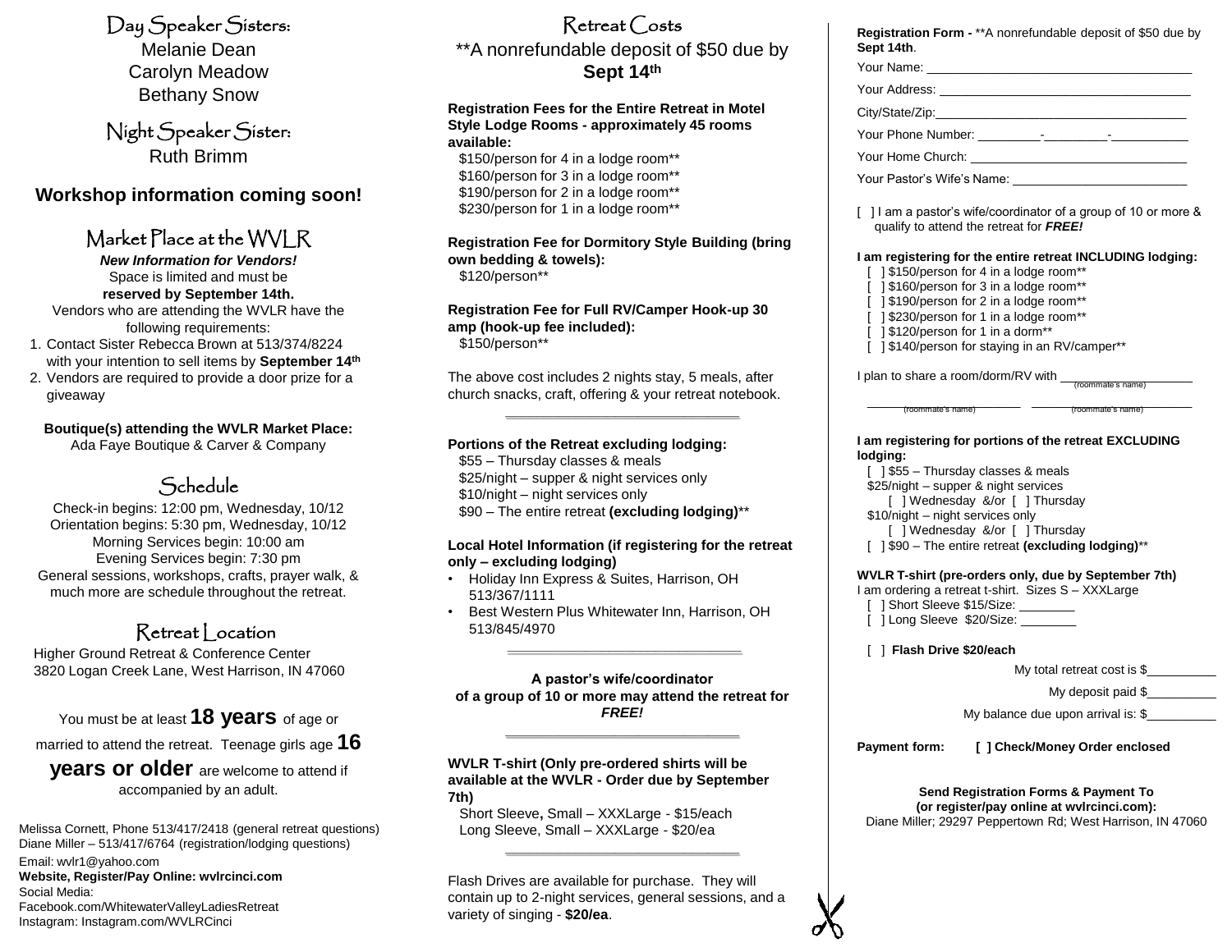## Day Speaker Sisters:

Melanie Dean
Carolyn Meadow
Bethany Snow

## Night Speaker Sister:

Ruth Brimm

### Workshop information coming soon!

## Market Place at the WVLR

***New Information for Vendors!***

Space is limited and must be **reserved by September 14th.**

Vendors who are attending the WVLR have the following requirements:

1. Contact Sister Rebecca Brown at 513/374/8224 with your intention to sell items by **September 14th**
2. Vendors are required to provide a door prize for a giveaway

**Boutique(s) attending the WVLR Market Place:**
Ada Faye Boutique & Carver & Company

## Schedule

Check-in begins: 12:00 pm, Wednesday, 10/12
Orientation begins: 5:30 pm, Wednesday, 10/12
Morning Services begin: 10:00 am
Evening Services begin: 7:30 pm
General sessions, workshops, crafts, prayer walk, & much more are schedule throughout the retreat.

## Retreat Location

Higher Ground Retreat & Conference Center
3820 Logan Creek Lane, West Harrison, IN 47060

You must be at least **18 years** of age or married to attend the retreat. Teenage girls age **16 years or older** are welcome to attend if accompanied by an adult.

Melissa Cornett, Phone 513/417/2418 (general retreat questions)
Diane Miller – 513/417/6764 (registration/lodging questions)
Email: wvlr1@yahoo.com
**Website, Register/Pay Online: wvlrcinci.com**
Social Media:
Facebook.com/WhitewaterValleyLadiesRetreat
Instagram: Instagram.com/WVLRCinci

## Retreat Costs

**A nonrefundable deposit of $50 due by **Sept 14th**

**Registration Fees for the Entire Retreat in Motel Style Lodge Rooms - approximately 45 rooms available:**

$150/person for 4 in a lodge room**
$160/person for 3 in a lodge room**
$190/person for 2 in a lodge room**
$230/person for 1 in a lodge room**

**Registration Fee for Dormitory Style Building (bring own bedding & towels):**
$120/person**

**Registration Fee for Full RV/Camper Hook-up 30 amp (hook-up fee included):**
$150/person**

The above cost includes 2 nights stay, 5 meals, after church snacks, craft, offering & your retreat notebook.

**Portions of the Retreat excluding lodging:**

$55 – Thursday classes & meals
$25/night – supper & night services only
$10/night – night services only
$90 – The entire retreat **(excluding lodging)****

**Local Hotel Information (if registering for the retreat only – excluding lodging)**

- Holiday Inn Express & Suites, Harrison, OH 513/367/1111
- Best Western Plus Whitewater Inn, Harrison, OH 513/845/4970

**A pastor's wife/coordinator of a group of 10 or more may attend the retreat for *FREE!***

**WVLR T-shirt (Only pre-ordered shirts will be available at the WVLR - Order due by September 7th)**

Short Sleeve, Small – XXXLarge - $15/each
Long Sleeve, Small – XXXLarge - $20/ea

Flash Drives are available for purchase. They will contain up to 2-night services, general sessions, and a variety of singing - **$20/ea**.

**Registration Form -** **A nonrefundable deposit of $50 due by **Sept 14th**.

Your Name: ____________________
Your Address: ____________________
City/State/Zip: ____________________
Your Phone Number: ______-______-______
Your Home Church: ____________________
Your Pastor's Wife's Name: ____________________

[ ] I am a pastor's wife/coordinator of a group of 10 or more & qualify to attend the retreat for ***FREE!***

**I am registering for the entire retreat INCLUDING lodging:**

[ ] $150/person for 4 in a lodge room**
[ ] $160/person for 3 in a lodge room**
[ ] $190/person for 2 in a lodge room**
[ ] $230/person for 1 in a lodge room**
[ ] $120/person for 1 in a dorm**
[ ] $140/person for staying in an RV/camper**

I plan to share a room/dorm/RV with ______________ (roommate's name)
______________ (roommate's name) ______________ (roommate's name)

**I am registering for portions of the retreat EXCLUDING lodging:**

[ ] $55 – Thursday classes & meals
$25/night – supper & night services
[ ] Wednesday &/or [ ] Thursday
$10/night – night services only
[ ] Wednesday &/or [ ] Thursday
[ ] $90 – The entire retreat **(excluding lodging)****

**WVLR T-shirt (pre-orders only, due by September 7th)**
I am ordering a retreat t-shirt. Sizes S – XXXLarge
[ ] Short Sleeve $15/Size: ________
[ ] Long Sleeve $20/Size: ________

[ ] **Flash Drive $20/each**

My total retreat cost is $__________
My deposit paid $__________
My balance due upon arrival is: $__________

**Payment form: [ ] Check/Money Order enclosed**

**Send Registration Forms & Payment To (or register/pay online at wvlrcinci.com):**
Diane Miller; 29297 Peppertown Rd; West Harrison, IN 47060